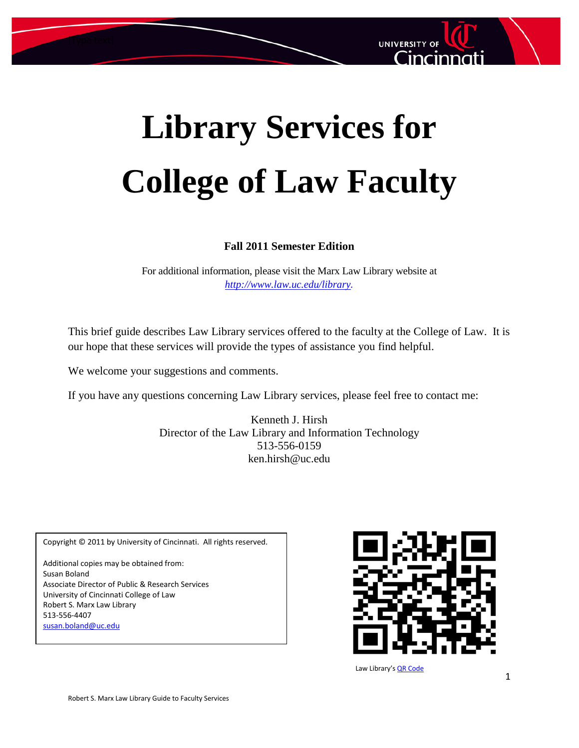# Library Services for College of Law Faculty

**Fall 2011 Semester Edition**

For additional information, please visit the Marx Law Library website at *http://www.law.uc.edu/library*.

This brief guide describes Law Library services offered to the faculty at the College of Law. It is our hope that these services will provide the types of assistance you find helpful.

We welcome your suggestions and comments.

If you have any questions concerning Law Library services, please feel free to contact me:

Kenneth J. Hirsh
Director of the Law Library and Information Technology
513-556-0159
ken.hirsh@uc.edu

Copyright © 2011 by University of Cincinnati. All rights reserved.

Additional copies may be obtained from:
Susan Boland
Associate Director of Public & Research Services
University of Cincinnati College of Law
Robert S. Marx Law Library
513-556-4407
susan.boland@uc.edu

Law Library's QR Code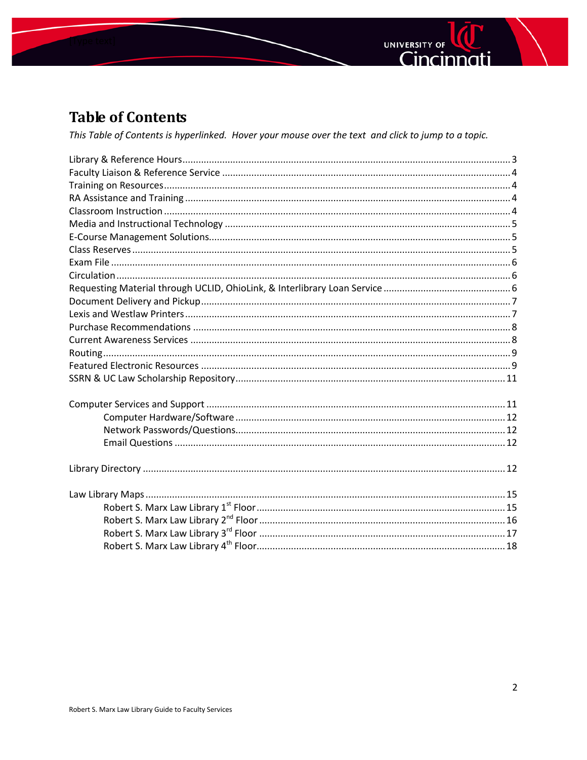# Table of Contents

*This Table of Contents is hyperlinked. Hover your mouse over the text and click to jump to a topic.*

Library & Reference Hours ........................................ 3
Faculty Liaison & Reference Service ........................................ 4
Training on Resources ........................................ 4
RA Assistance and Training ........................................ 4
Classroom Instruction ........................................ 4
Media and Instructional Technology ........................................ 5
E-Course Management Solutions ........................................ 5
Class Reserves ........................................ 5
Exam File ........................................ 6
Circulation ........................................ 6
Requesting Material through UCLID, OhioLink, & Interlibrary Loan Service ........................................ 6
Document Delivery and Pickup ........................................ 7
Lexis and Westlaw Printers ........................................ 7
Purchase Recommendations ........................................ 8
Current Awareness Services ........................................ 8
Routing ........................................ 9
Featured Electronic Resources ........................................ 9
SSRN & UC Law Scholarship Repository ........................................ 11

Computer Services and Support ........................................ 11
- Computer Hardware/Software ........................................ 12
- Network Passwords/Questions ........................................ 12
- Email Questions ........................................ 12

Library Directory ........................................ 12

Law Library Maps ........................................ 15
- Robert S. Marx Law Library 1st Floor ........................................ 15
- Robert S. Marx Law Library 2nd Floor ........................................ 16
- Robert S. Marx Law Library 3rd Floor ........................................ 17
- Robert S. Marx Law Library 4th Floor ........................................ 18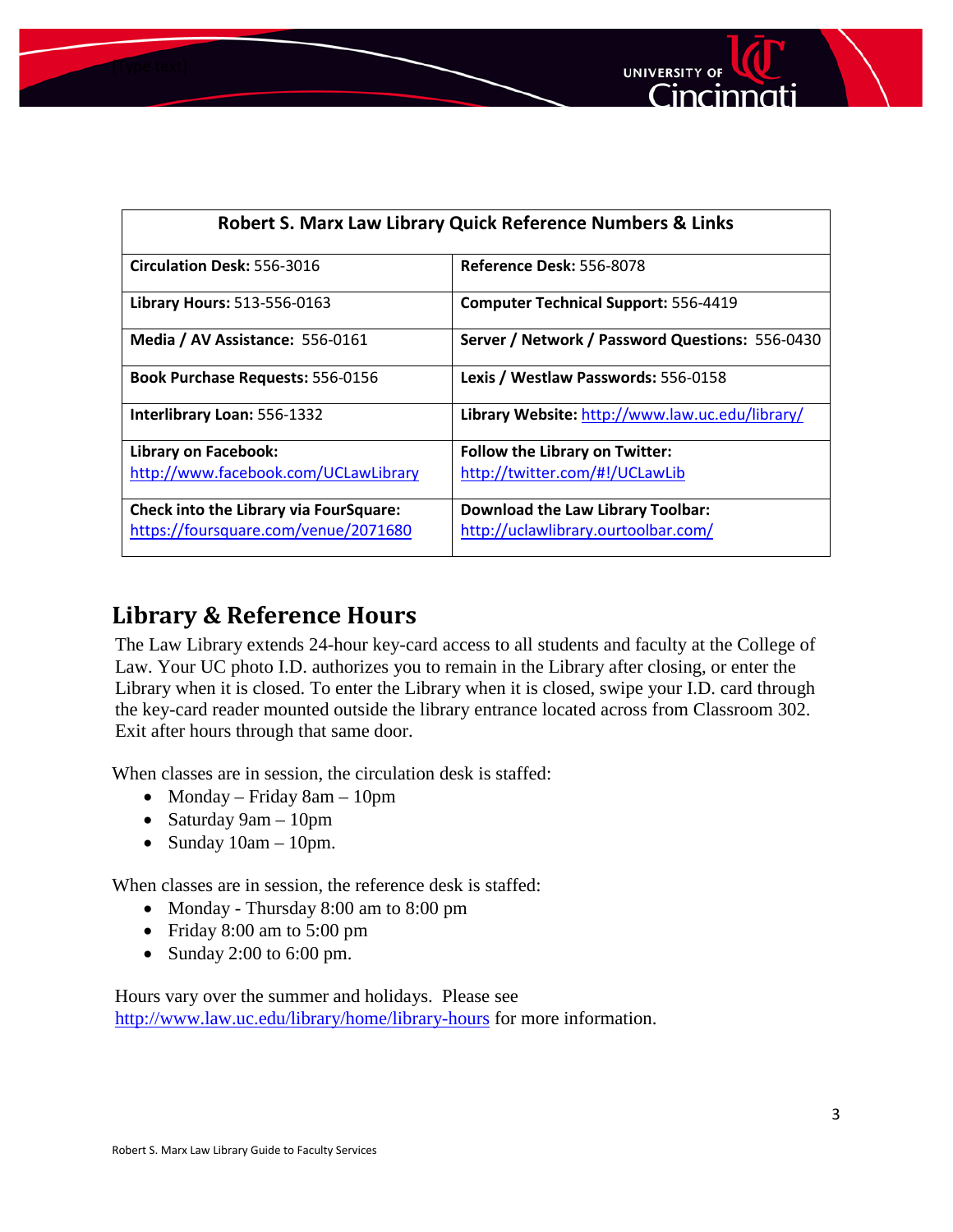| Robert S. Marx Law Library Quick Reference Numbers & Links | |
|---|---|
| **Circulation Desk:** 556-3016 | **Reference Desk:** 556-8078 |
| **Library Hours:** 513-556-0163 | **Computer Technical Support:** 556-4419 |
| **Media / AV Assistance:** 556-0161 | **Server / Network / Password Questions:** 556-0430 |
| **Book Purchase Requests:** 556-0156 | **Lexis / Westlaw Passwords:** 556-0158 |
| **Interlibrary Loan:** 556-1332 | **Library Website:** http://www.law.uc.edu/library/ |
| **Library on Facebook:** http://www.facebook.com/UCLawLibrary | **Follow the Library on Twitter:** http://twitter.com/#!/UCLawLib |
| **Check into the Library via FourSquare:** https://foursquare.com/venue/2071680 | **Download the Law Library Toolbar:** http://uclawlibrary.ourtoolbar.com/ |

## Library & Reference Hours

The Law Library extends 24-hour key-card access to all students and faculty at the College of Law. Your UC photo I.D. authorizes you to remain in the Library after closing, or enter the Library when it is closed. To enter the Library when it is closed, swipe your I.D. card through the key-card reader mounted outside the library entrance located across from Classroom 302. Exit after hours through that same door.

When classes are in session, the circulation desk is staffed:

- Monday – Friday 8am – 10pm
- Saturday 9am – 10pm
- Sunday 10am – 10pm.

When classes are in session, the reference desk is staffed:

- Monday - Thursday 8:00 am to 8:00 pm
- Friday 8:00 am to 5:00 pm
- Sunday 2:00 to 6:00 pm.

Hours vary over the summer and holidays. Please see http://www.law.uc.edu/library/home/library-hours for more information.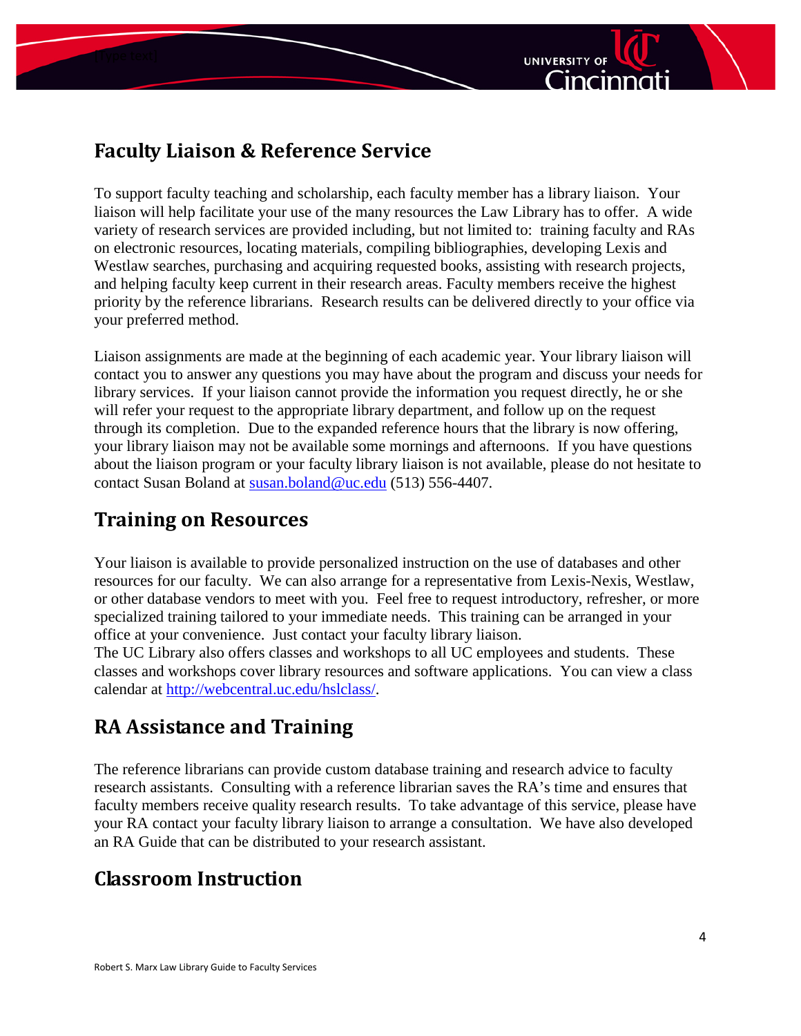## Faculty Liaison & Reference Service

To support faculty teaching and scholarship, each faculty member has a library liaison. Your liaison will help facilitate your use of the many resources the Law Library has to offer. A wide variety of research services are provided including, but not limited to: training faculty and RAs on electronic resources, locating materials, compiling bibliographies, developing Lexis and Westlaw searches, purchasing and acquiring requested books, assisting with research projects, and helping faculty keep current in their research areas. Faculty members receive the highest priority by the reference librarians. Research results can be delivered directly to your office via your preferred method.

Liaison assignments are made at the beginning of each academic year. Your library liaison will contact you to answer any questions you may have about the program and discuss your needs for library services. If your liaison cannot provide the information you request directly, he or she will refer your request to the appropriate library department, and follow up on the request through its completion. Due to the expanded reference hours that the library is now offering, your library liaison may not be available some mornings and afternoons. If you have questions about the liaison program or your faculty library liaison is not available, please do not hesitate to contact Susan Boland at susan.boland@uc.edu (513) 556-4407.

## Training on Resources

Your liaison is available to provide personalized instruction on the use of databases and other resources for our faculty. We can also arrange for a representative from Lexis-Nexis, Westlaw, or other database vendors to meet with you. Feel free to request introductory, refresher, or more specialized training tailored to your immediate needs. This training can be arranged in your office at your convenience. Just contact your faculty library liaison.

The UC Library also offers classes and workshops to all UC employees and students. These classes and workshops cover library resources and software applications. You can view a class calendar at http://webcentral.uc.edu/hslclass/.

## RA Assistance and Training

The reference librarians can provide custom database training and research advice to faculty research assistants. Consulting with a reference librarian saves the RA's time and ensures that faculty members receive quality research results. To take advantage of this service, please have your RA contact your faculty library liaison to arrange a consultation. We have also developed an RA Guide that can be distributed to your research assistant.

## Classroom Instruction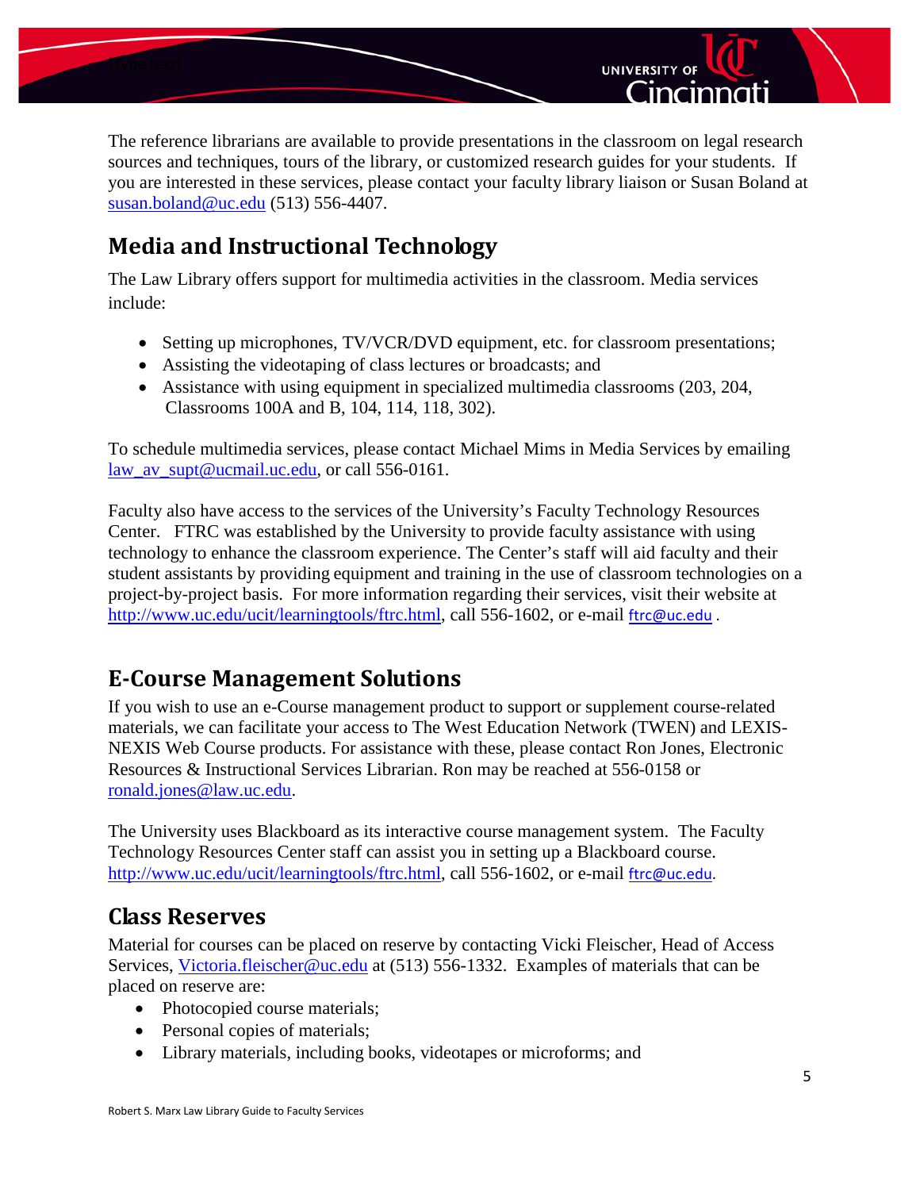The reference librarians are available to provide presentations in the classroom on legal research sources and techniques, tours of the library, or customized research guides for your students. If you are interested in these services, please contact your faculty library liaison or Susan Boland at susan.boland@uc.edu (513) 556-4407.

## Media and Instructional Technology

The Law Library offers support for multimedia activities in the classroom. Media services include:

- Setting up microphones, TV/VCR/DVD equipment, etc. for classroom presentations;
- Assisting the videotaping of class lectures or broadcasts; and
- Assistance with using equipment in specialized multimedia classrooms (203, 204, Classrooms 100A and B, 104, 114, 118, 302).

To schedule multimedia services, please contact Michael Mims in Media Services by emailing law_av_supt@ucmail.uc.edu, or call 556-0161.

Faculty also have access to the services of the University's Faculty Technology Resources Center. FTRC was established by the University to provide faculty assistance with using technology to enhance the classroom experience. The Center's staff will aid faculty and their student assistants by providing equipment and training in the use of classroom technologies on a project-by-project basis. For more information regarding their services, visit their website at http://www.uc.edu/ucit/learningtools/ftrc.html, call 556-1602, or e-mail ftrc@uc.edu .

## E-Course Management Solutions

If you wish to use an e-Course management product to support or supplement course-related materials, we can facilitate your access to The West Education Network (TWEN) and LEXIS-NEXIS Web Course products. For assistance with these, please contact Ron Jones, Electronic Resources & Instructional Services Librarian. Ron may be reached at 556-0158 or ronald.jones@law.uc.edu.

The University uses Blackboard as its interactive course management system. The Faculty Technology Resources Center staff can assist you in setting up a Blackboard course. http://www.uc.edu/ucit/learningtools/ftrc.html, call 556-1602, or e-mail ftrc@uc.edu.

## Class Reserves

Material for courses can be placed on reserve by contacting Vicki Fleischer, Head of Access Services, Victoria.fleischer@uc.edu at (513) 556-1332. Examples of materials that can be placed on reserve are:

- Photocopied course materials;
- Personal copies of materials;
- Library materials, including books, videotapes or microforms; and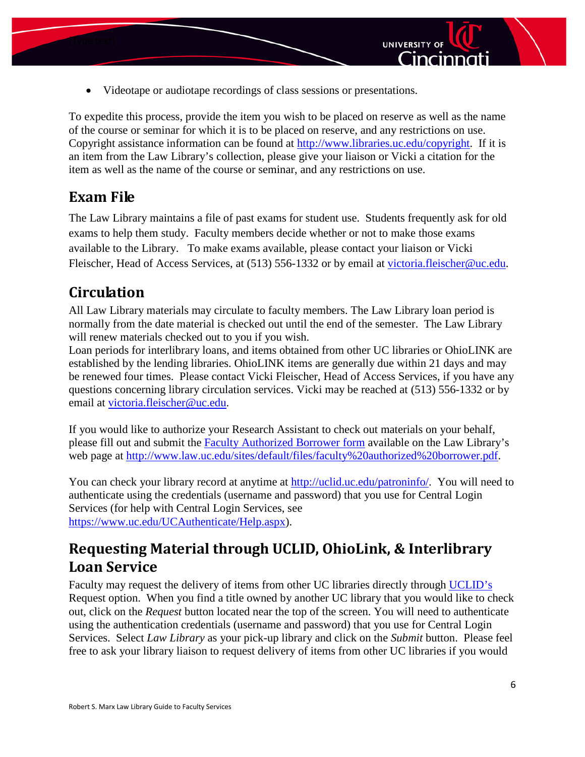- Videotape or audiotape recordings of class sessions or presentations.

To expedite this process, provide the item you wish to be placed on reserve as well as the name of the course or seminar for which it is to be placed on reserve, and any restrictions on use. Copyright assistance information can be found at http://www.libraries.uc.edu/copyright. If it is an item from the Law Library's collection, please give your liaison or Vicki a citation for the item as well as the name of the course or seminar, and any restrictions on use.

## Exam File

The Law Library maintains a file of past exams for student use. Students frequently ask for old exams to help them study. Faculty members decide whether or not to make those exams available to the Library. To make exams available, please contact your liaison or Vicki Fleischer, Head of Access Services, at (513) 556-1332 or by email at victoria.fleischer@uc.edu.

## Circulation

All Law Library materials may circulate to faculty members. The Law Library loan period is normally from the date material is checked out until the end of the semester. The Law Library will renew materials checked out to you if you wish.
Loan periods for interlibrary loans, and items obtained from other UC libraries or OhioLINK are established by the lending libraries. OhioLINK items are generally due within 21 days and may be renewed four times. Please contact Vicki Fleischer, Head of Access Services, if you have any questions concerning library circulation services. Vicki may be reached at (513) 556-1332 or by email at victoria.fleischer@uc.edu.

If you would like to authorize your Research Assistant to check out materials on your behalf, please fill out and submit the Faculty Authorized Borrower form available on the Law Library's web page at http://www.law.uc.edu/sites/default/files/faculty%20authorized%20borrower.pdf.

You can check your library record at anytime at http://uclid.uc.edu/patroninfo/. You will need to authenticate using the credentials (username and password) that you use for Central Login Services (for help with Central Login Services, see https://www.uc.edu/UCAuthenticate/Help.aspx).

## Requesting Material through UCLID, OhioLink, & Interlibrary Loan Service

Faculty may request the delivery of items from other UC libraries directly through UCLID's Request option. When you find a title owned by another UC library that you would like to check out, click on the *Request* button located near the top of the screen. You will need to authenticate using the authentication credentials (username and password) that you use for Central Login Services. Select *Law Library* as your pick-up library and click on the *Submit* button. Please feel free to ask your library liaison to request delivery of items from other UC libraries if you would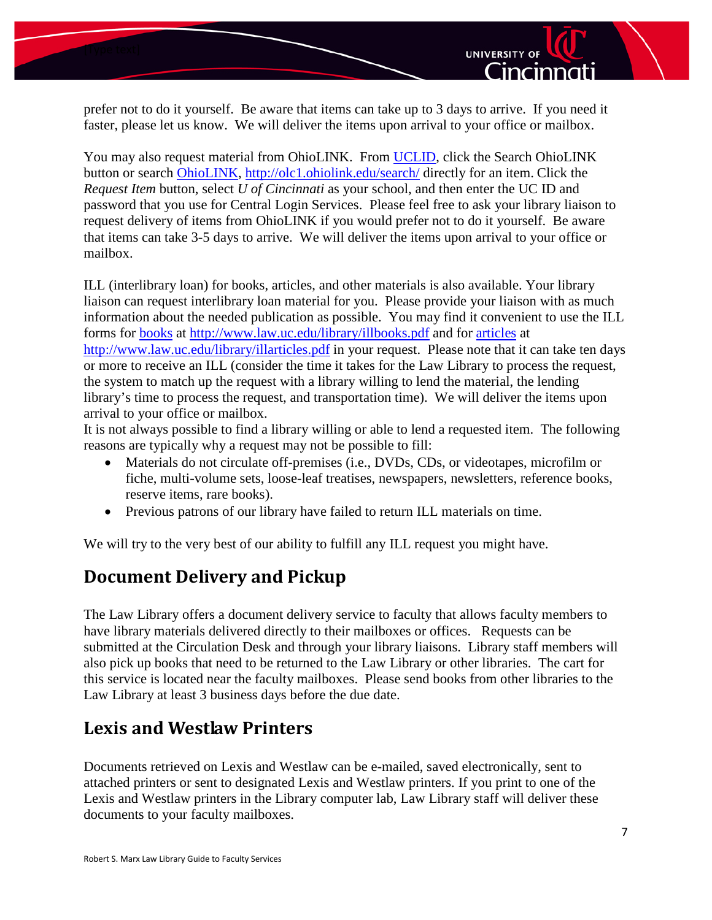prefer not to do it yourself. Be aware that items can take up to 3 days to arrive. If you need it faster, please let us know. We will deliver the items upon arrival to your office or mailbox.

You may also request material from OhioLINK. From [UCLID](), click the Search OhioLINK button or search [OhioLINK](), [http://olc1.ohiolink.edu/search/](http://olc1.ohiolink.edu/search/) directly for an item. Click the *Request Item* button, select *U of Cincinnati* as your school, and then enter the UC ID and password that you use for Central Login Services. Please feel free to ask your library liaison to request delivery of items from OhioLINK if you would prefer not to do it yourself. Be aware that items can take 3-5 days to arrive. We will deliver the items upon arrival to your office or mailbox.

ILL (interlibrary loan) for books, articles, and other materials is also available. Your library liaison can request interlibrary loan material for you. Please provide your liaison with as much information about the needed publication as possible. You may find it convenient to use the ILL forms for [books]() at [http://www.law.uc.edu/library/illbooks.pdf](http://www.law.uc.edu/library/illbooks.pdf) and for [articles]() at [http://www.law.uc.edu/library/illarticles.pdf](http://www.law.uc.edu/library/illarticles.pdf) in your request. Please note that it can take ten days or more to receive an ILL (consider the time it takes for the Law Library to process the request, the system to match up the request with a library willing to lend the material, the lending library's time to process the request, and transportation time). We will deliver the items upon arrival to your office or mailbox.

It is not always possible to find a library willing or able to lend a requested item. The following reasons are typically why a request may not be possible to fill:

- Materials do not circulate off-premises (i.e., DVDs, CDs, or videotapes, microfilm or fiche, multi-volume sets, loose-leaf treatises, newspapers, newsletters, reference books, reserve items, rare books).
- Previous patrons of our library have failed to return ILL materials on time.

We will try to the very best of our ability to fulfill any ILL request you might have.

## Document Delivery and Pickup

The Law Library offers a document delivery service to faculty that allows faculty members to have library materials delivered directly to their mailboxes or offices. Requests can be submitted at the Circulation Desk and through your library liaisons. Library staff members will also pick up books that need to be returned to the Law Library or other libraries. The cart for this service is located near the faculty mailboxes. Please send books from other libraries to the Law Library at least 3 business days before the due date.

## Lexis and Westlaw Printers

Documents retrieved on Lexis and Westlaw can be e-mailed, saved electronically, sent to attached printers or sent to designated Lexis and Westlaw printers. If you print to one of the Lexis and Westlaw printers in the Library computer lab, Law Library staff will deliver these documents to your faculty mailboxes.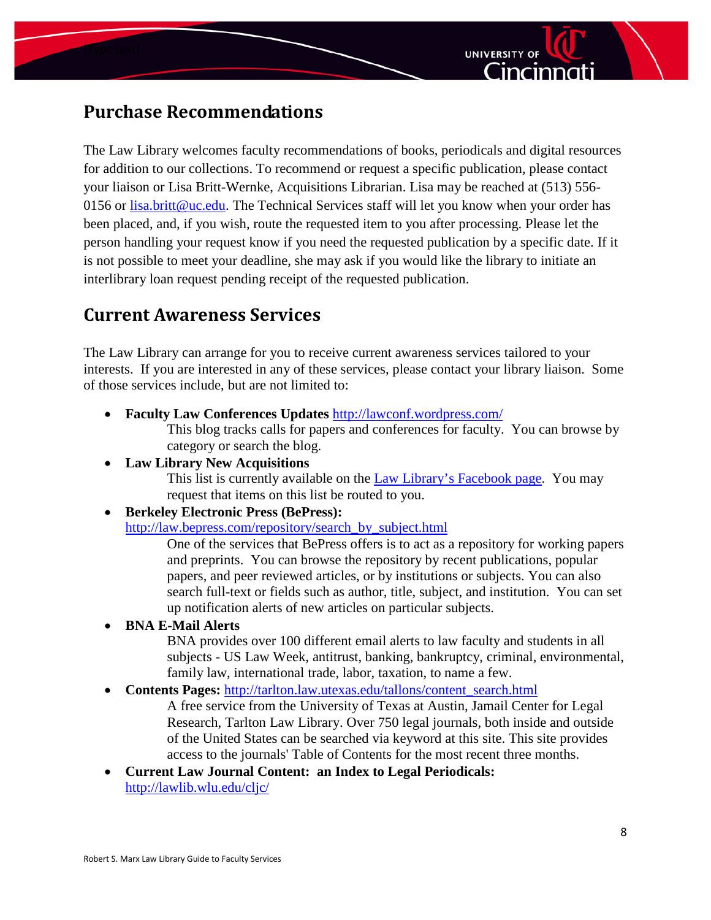## Purchase Recommendations

The Law Library welcomes faculty recommendations of books, periodicals and digital resources for addition to our collections. To recommend or request a specific publication, please contact your liaison or Lisa Britt-Wernke, Acquisitions Librarian. Lisa may be reached at (513) 556-0156 or [lisa.britt@uc.edu](mailto:lisa.britt@uc.edu). The Technical Services staff will let you know when your order has been placed, and, if you wish, route the requested item to you after processing. Please let the person handling your request know if you need the requested publication by a specific date. If it is not possible to meet your deadline, she may ask if you would like the library to initiate an interlibrary loan request pending receipt of the requested publication.

## Current Awareness Services

The Law Library can arrange for you to receive current awareness services tailored to your interests. If you are interested in any of these services, please contact your library liaison. Some of those services include, but are not limited to:

- **Faculty Law Conferences Updates** http://lawconf.wordpress.com/
  This blog tracks calls for papers and conferences for faculty. You can browse by category or search the blog.
- **Law Library New Acquisitions**
  This list is currently available on the Law Library's Facebook page. You may request that items on this list be routed to you.
- **Berkeley Electronic Press (BePress):** http://law.bepress.com/repository/search_by_subject.html
  One of the services that BePress offers is to act as a repository for working papers and preprints. You can browse the repository by recent publications, popular papers, and peer reviewed articles, or by institutions or subjects. You can also search full-text or fields such as author, title, subject, and institution. You can set up notification alerts of new articles on particular subjects.
- **BNA E-Mail Alerts**
  BNA provides over 100 different email alerts to law faculty and students in all subjects - US Law Week, antitrust, banking, bankruptcy, criminal, environmental, family law, international trade, labor, taxation, to name a few.
- **Contents Pages:** http://tarlton.law.utexas.edu/tallons/content_search.html
  A free service from the University of Texas at Austin, Jamail Center for Legal Research, Tarlton Law Library. Over 750 legal journals, both inside and outside of the United States can be searched via keyword at this site. This site provides access to the journals' Table of Contents for the most recent three months.
- **Current Law Journal Content: an Index to Legal Periodicals:** http://lawlib.wlu.edu/cljc/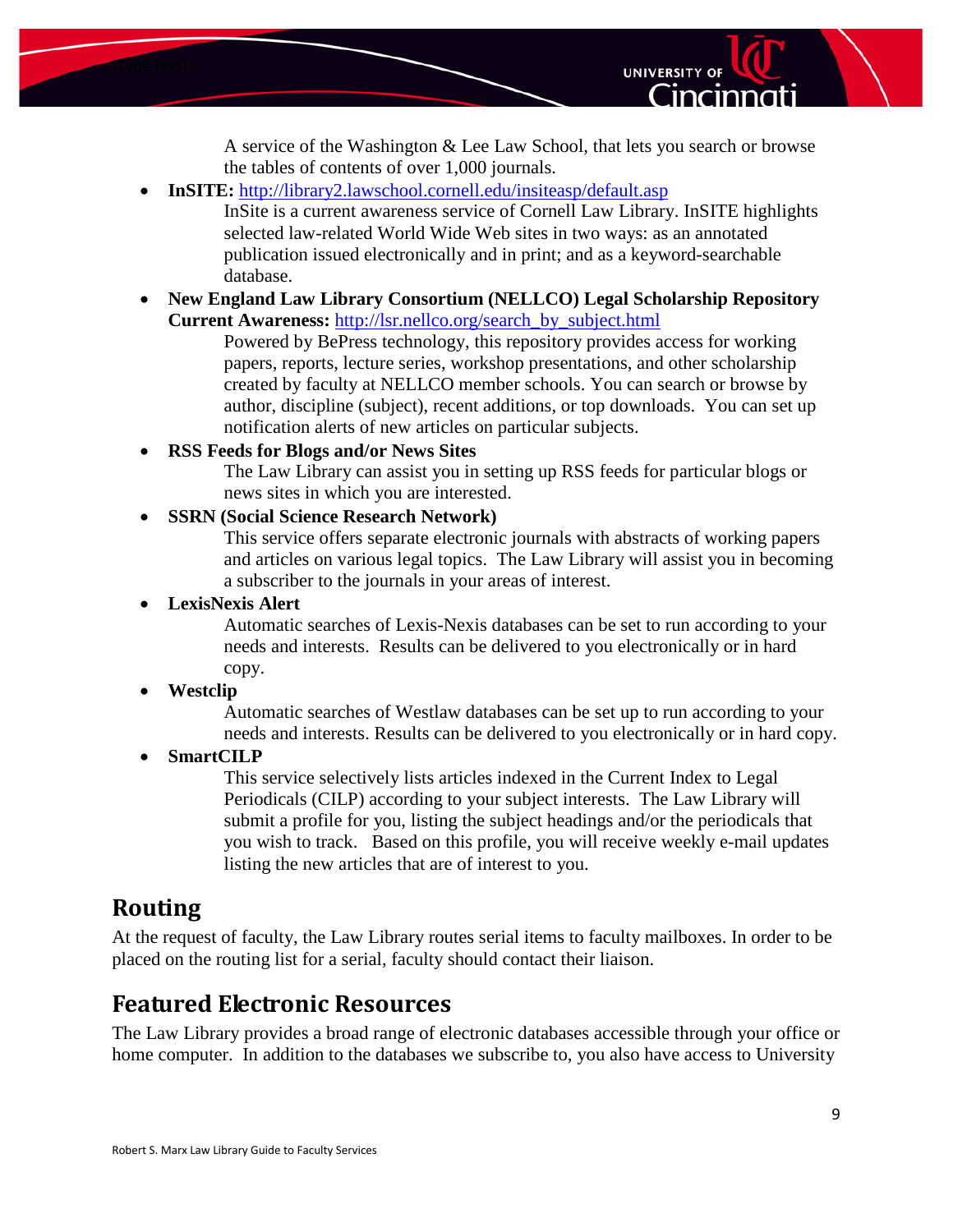A service of the Washington & Lee Law School, that lets you search or browse the tables of contents of over 1,000 journals.

- **InSITE:** http://library2.lawschool.cornell.edu/insiteasp/default.asp
  
  InSite is a current awareness service of Cornell Law Library. InSITE highlights selected law-related World Wide Web sites in two ways: as an annotated publication issued electronically and in print; and as a keyword-searchable database.

- **New England Law Library Consortium (NELLCO) Legal Scholarship Repository Current Awareness:** http://lsr.nellco.org/search_by_subject.html
  
  Powered by BePress technology, this repository provides access for working papers, reports, lecture series, workshop presentations, and other scholarship created by faculty at NELLCO member schools. You can search or browse by author, discipline (subject), recent additions, or top downloads. You can set up notification alerts of new articles on particular subjects.

- **RSS Feeds for Blogs and/or News Sites**
  
  The Law Library can assist you in setting up RSS feeds for particular blogs or news sites in which you are interested.

- **SSRN (Social Science Research Network)**
  
  This service offers separate electronic journals with abstracts of working papers and articles on various legal topics. The Law Library will assist you in becoming a subscriber to the journals in your areas of interest.

- **LexisNexis Alert**
  
  Automatic searches of Lexis-Nexis databases can be set to run according to your needs and interests. Results can be delivered to you electronically or in hard copy.

- **Westclip**
  
  Automatic searches of Westlaw databases can be set up to run according to your needs and interests. Results can be delivered to you electronically or in hard copy.

- **SmartCILP**
  
  This service selectively lists articles indexed in the Current Index to Legal Periodicals (CILP) according to your subject interests. The Law Library will submit a profile for you, listing the subject headings and/or the periodicals that you wish to track. Based on this profile, you will receive weekly e-mail updates listing the new articles that are of interest to you.

## Routing

At the request of faculty, the Law Library routes serial items to faculty mailboxes. In order to be placed on the routing list for a serial, faculty should contact their liaison.

## Featured Electronic Resources

The Law Library provides a broad range of electronic databases accessible through your office or home computer. In addition to the databases we subscribe to, you also have access to University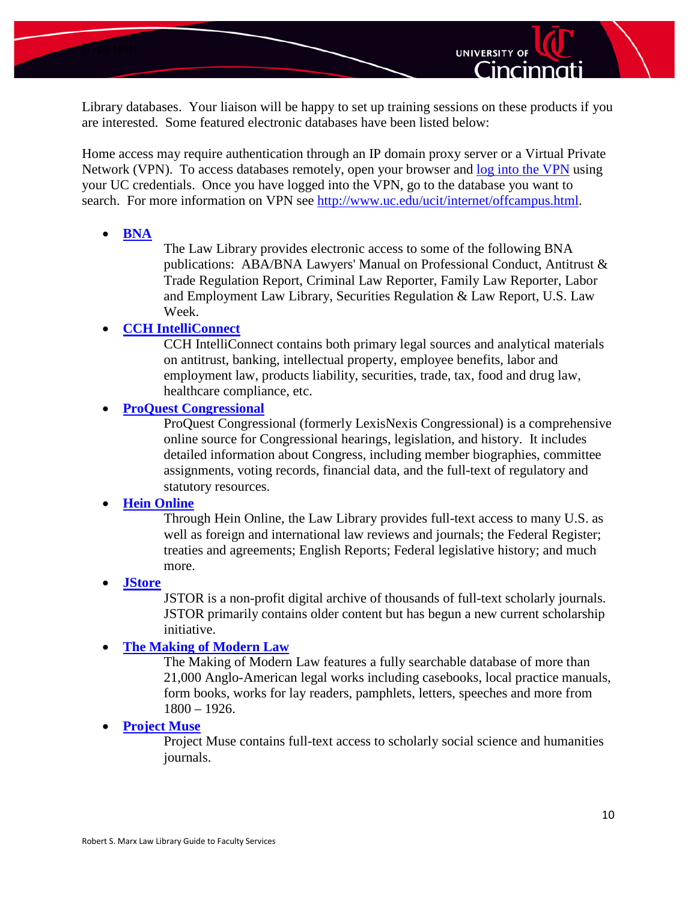Library databases. Your liaison will be happy to set up training sessions on these products if you are interested. Some featured electronic databases have been listed below:

Home access may require authentication through an IP domain proxy server or a Virtual Private Network (VPN). To access databases remotely, open your browser and log into the VPN using your UC credentials. Once you have logged into the VPN, go to the database you want to search. For more information on VPN see http://www.uc.edu/ucit/internet/offcampus.html.

- **BNA**
  
  The Law Library provides electronic access to some of the following BNA publications: ABA/BNA Lawyers' Manual on Professional Conduct, Antitrust & Trade Regulation Report, Criminal Law Reporter, Family Law Reporter, Labor and Employment Law Library, Securities Regulation & Law Report, U.S. Law Week.
- **CCH IntelliConnect**
  
  CCH IntelliConnect contains both primary legal sources and analytical materials on antitrust, banking, intellectual property, employee benefits, labor and employment law, products liability, securities, trade, tax, food and drug law, healthcare compliance, etc.
- **ProQuest Congressional**
  
  ProQuest Congressional (formerly LexisNexis Congressional) is a comprehensive online source for Congressional hearings, legislation, and history. It includes detailed information about Congress, including member biographies, committee assignments, voting records, financial data, and the full-text of regulatory and statutory resources.
- **Hein Online**
  
  Through Hein Online, the Law Library provides full-text access to many U.S. as well as foreign and international law reviews and journals; the Federal Register; treaties and agreements; English Reports; Federal legislative history; and much more.
- **JStore**
  
  JSTOR is a non-profit digital archive of thousands of full-text scholarly journals. JSTOR primarily contains older content but has begun a new current scholarship initiative.
- **The Making of Modern Law**
  
  The Making of Modern Law features a fully searchable database of more than 21,000 Anglo-American legal works including casebooks, local practice manuals, form books, works for lay readers, pamphlets, letters, speeches and more from 1800 – 1926.
- **Project Muse**
  
  Project Muse contains full-text access to scholarly social science and humanities journals.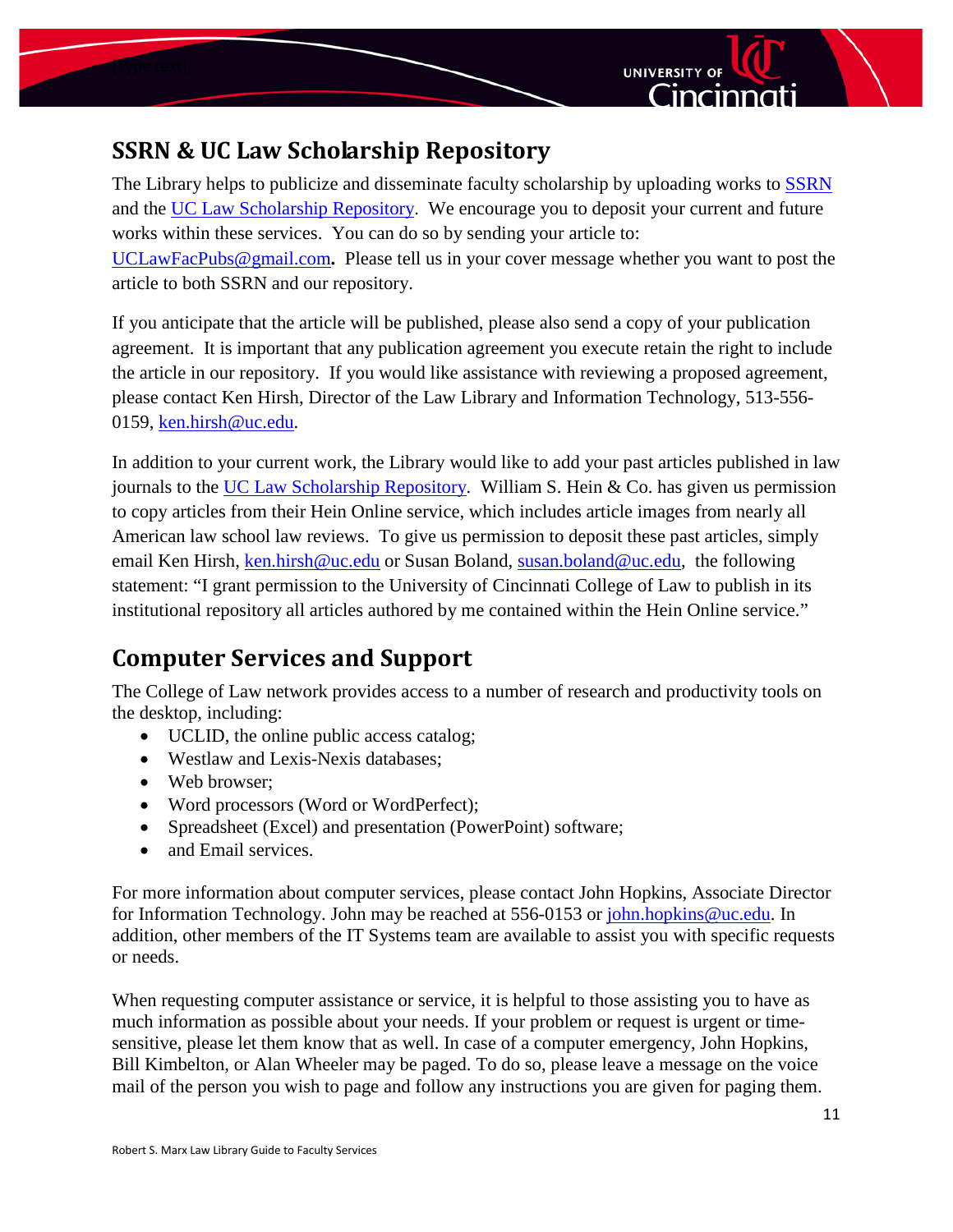## SSRN & UC Law Scholarship Repository

The Library helps to publicize and disseminate faculty scholarship by uploading works to SSRN and the UC Law Scholarship Repository. We encourage you to deposit your current and future works within these services. You can do so by sending your article to: UCLawFacPubs@gmail.com**.** Please tell us in your cover message whether you want to post the article to both SSRN and our repository.

If you anticipate that the article will be published, please also send a copy of your publication agreement. It is important that any publication agreement you execute retain the right to include the article in our repository. If you would like assistance with reviewing a proposed agreement, please contact Ken Hirsh, Director of the Law Library and Information Technology, 513-556-0159, ken.hirsh@uc.edu.

In addition to your current work, the Library would like to add your past articles published in law journals to the UC Law Scholarship Repository. William S. Hein & Co. has given us permission to copy articles from their Hein Online service, which includes article images from nearly all American law school law reviews. To give us permission to deposit these past articles, simply email Ken Hirsh, ken.hirsh@uc.edu or Susan Boland, susan.boland@uc.edu, the following statement: "I grant permission to the University of Cincinnati College of Law to publish in its institutional repository all articles authored by me contained within the Hein Online service."

## Computer Services and Support

The College of Law network provides access to a number of research and productivity tools on the desktop, including:

- UCLID, the online public access catalog;
- Westlaw and Lexis-Nexis databases;
- Web browser;
- Word processors (Word or WordPerfect);
- Spreadsheet (Excel) and presentation (PowerPoint) software;
- and Email services.

For more information about computer services, please contact John Hopkins, Associate Director for Information Technology. John may be reached at 556-0153 or john.hopkins@uc.edu. In addition, other members of the IT Systems team are available to assist you with specific requests or needs.

When requesting computer assistance or service, it is helpful to those assisting you to have as much information as possible about your needs. If your problem or request is urgent or time-sensitive, please let them know that as well. In case of a computer emergency, John Hopkins, Bill Kimbelton, or Alan Wheeler may be paged. To do so, please leave a message on the voice mail of the person you wish to page and follow any instructions you are given for paging them.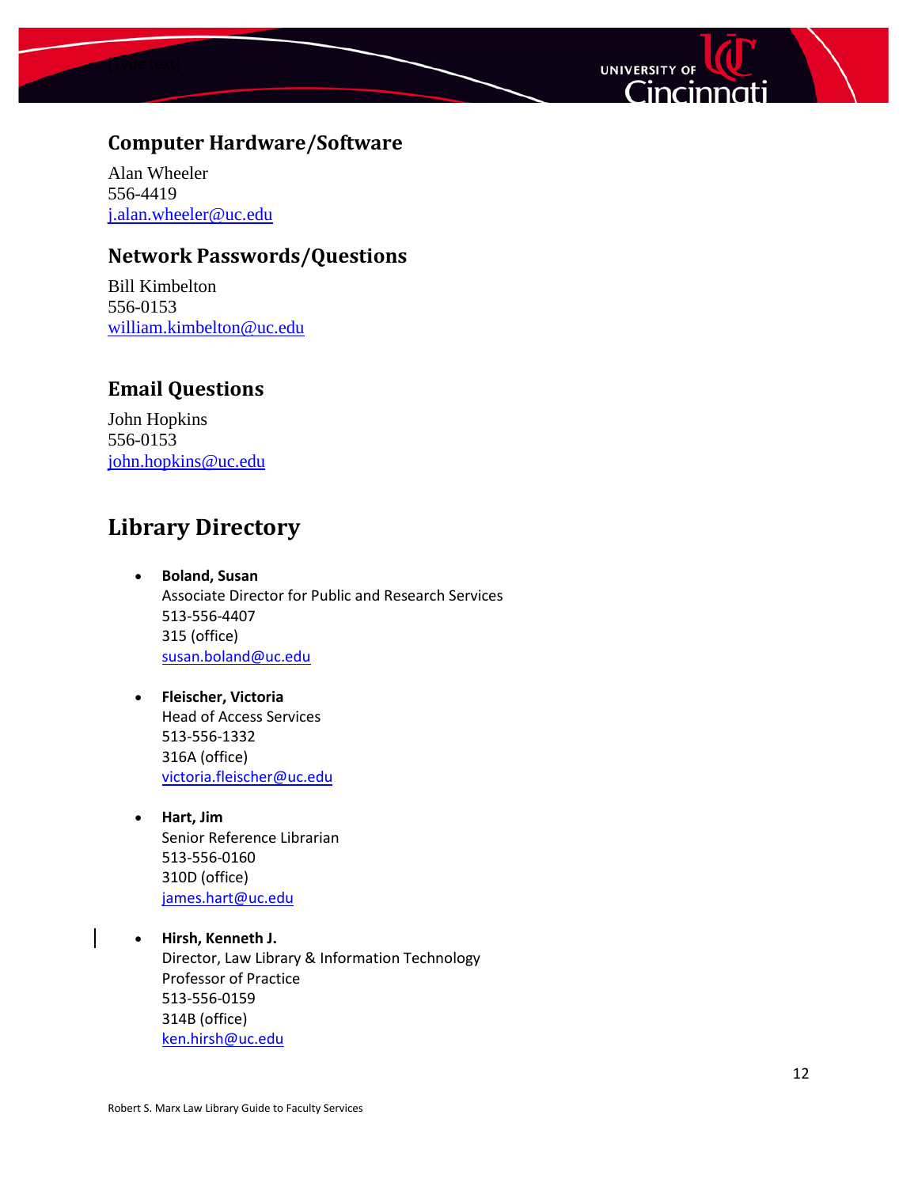## Computer Hardware/Software

Alan Wheeler
556-4419
j.alan.wheeler@uc.edu

## Network Passwords/Questions

Bill Kimbelton
556-0153
william.kimbelton@uc.edu

## Email Questions

John Hopkins
556-0153
john.hopkins@uc.edu

# Library Directory

- **Boland, Susan**
  Associate Director for Public and Research Services
  513-556-4407
  315 (office)
  susan.boland@uc.edu

- **Fleischer, Victoria**
  Head of Access Services
  513-556-1332
  316A (office)
  victoria.fleischer@uc.edu

- **Hart, Jim**
  Senior Reference Librarian
  513-556-0160
  310D (office)
  james.hart@uc.edu

- **Hirsh, Kenneth J.**
  Director, Law Library & Information Technology
  Professor of Practice
  513-556-0159
  314B (office)
  ken.hirsh@uc.edu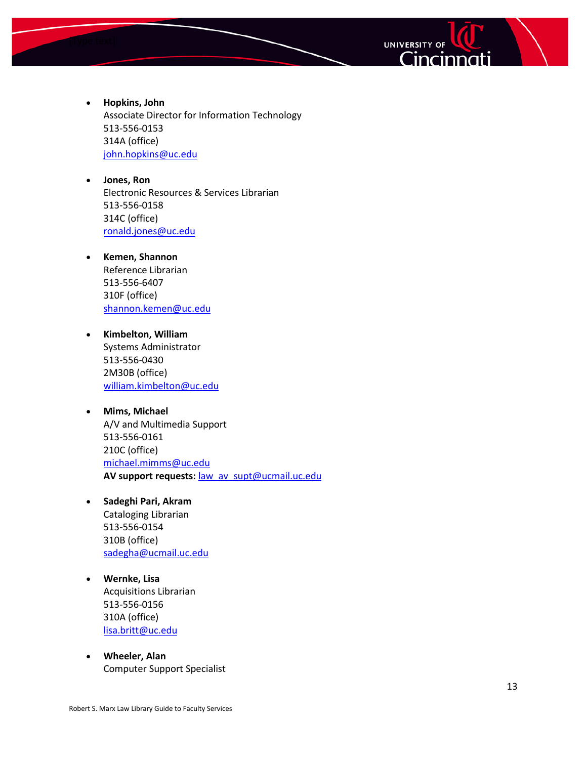- **Hopkins, John**
  Associate Director for Information Technology
  513-556-0153
  314A (office)
  john.hopkins@uc.edu

- **Jones, Ron**
  Electronic Resources & Services Librarian
  513-556-0158
  314C (office)
  ronald.jones@uc.edu

- **Kemen, Shannon**
  Reference Librarian
  513-556-6407
  310F (office)
  shannon.kemen@uc.edu

- **Kimbelton, William**
  Systems Administrator
  513-556-0430
  2M30B (office)
  william.kimbelton@uc.edu

- **Mims, Michael**
  A/V and Multimedia Support
  513-556-0161
  210C (office)
  michael.mimms@uc.edu
  **AV support requests:** law_av_supt@ucmail.uc.edu

- **Sadeghi Pari, Akram**
  Cataloging Librarian
  513-556-0154
  310B (office)
  sadegha@ucmail.uc.edu

- **Wernke, Lisa**
  Acquisitions Librarian
  513-556-0156
  310A (office)
  lisa.britt@uc.edu

- **Wheeler, Alan**
  Computer Support Specialist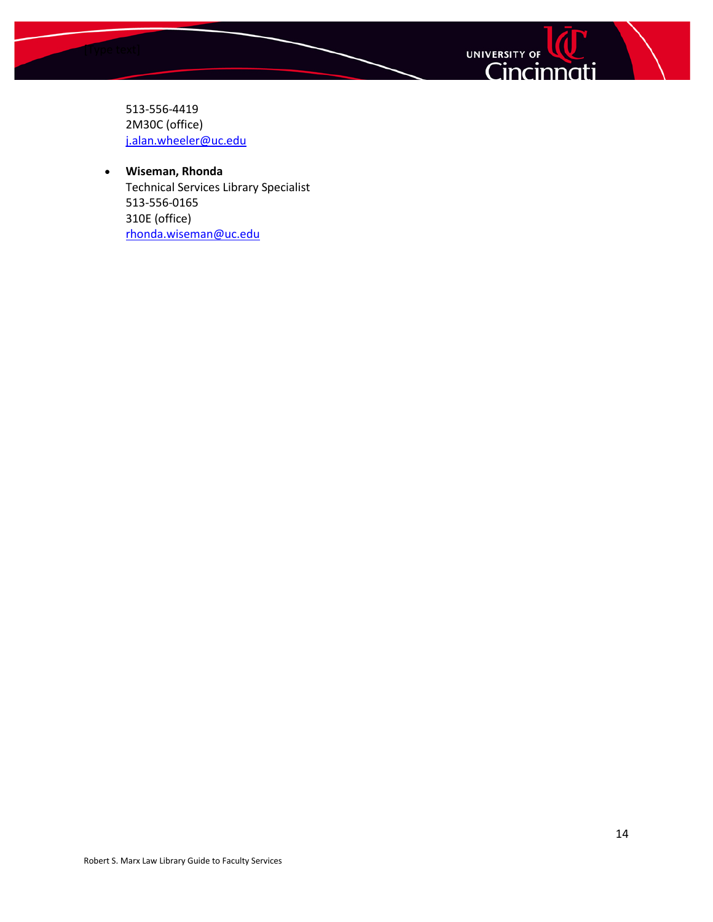513-556-4419
2M30C (office)
j.alan.wheeler@uc.edu

- **Wiseman, Rhonda**
  Technical Services Library Specialist
  513-556-0165
  310E (office)
  rhonda.wiseman@uc.edu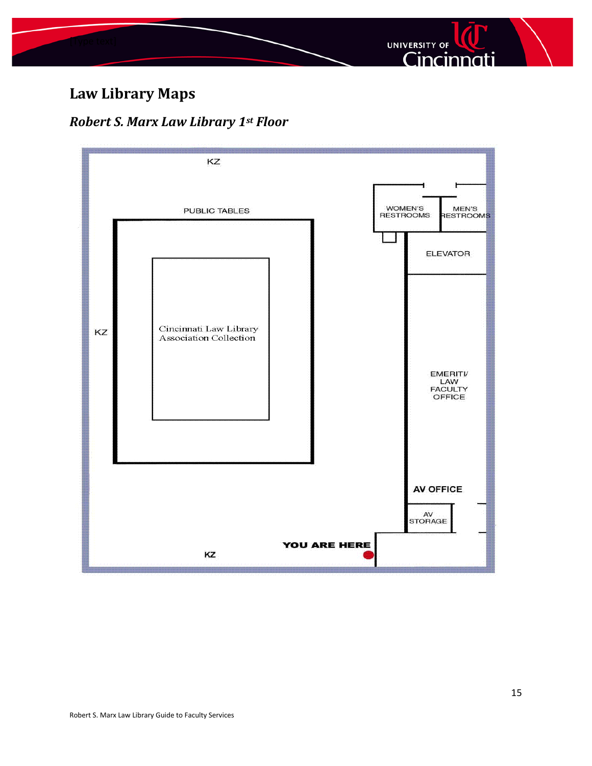# Law Library Maps

## *Robert S. Marx Law Library 1st Floor*

KZ

PUBLIC TABLES

WOMEN'S RESTROOMS

MEN'S RESTROOMS

ELEVATOR

KZ

Cincinnati Law Library Association Collection

EMERITI/ LAW FACULTY OFFICE

AV OFFICE

AV STORAGE

YOU ARE HERE

KZ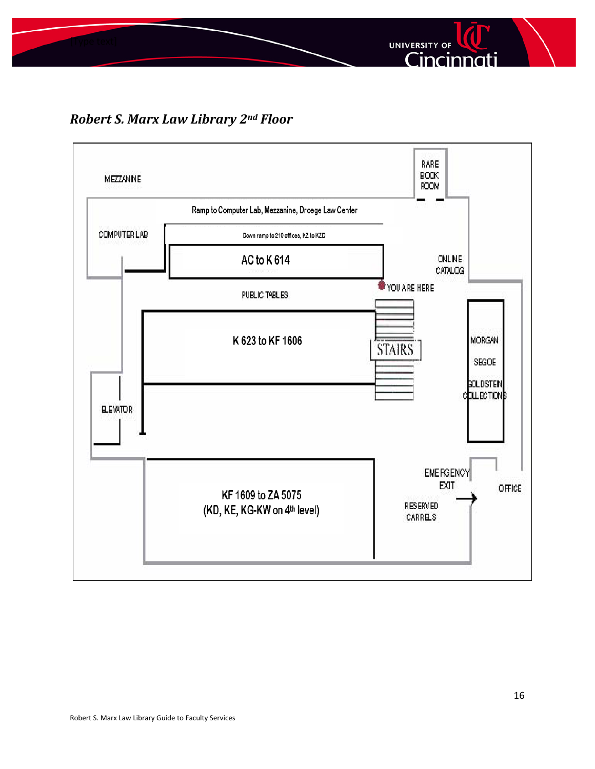## *Robert S. Marx Law Library 2nd Floor*

MEZZANINE

RARE BOOK ROOM

Ramp to Computer Lab, Mezzanine, Droege Law Center

COMPUTER LAB

Down ramp to 210 offices, KZ to KZD

AC to K 614

ONLINE CATALOG

YOU ARE HERE

PUBLIC TABLES

K 623 to KF 1606

STAIRS

MORGAN

SEGOE

GOLDSTEIN COLLECTIONS

ELEVATOR

EMERGENCY EXIT

OFFICE

RESERVED CARRELS

KF 1609 to ZA 5075
(KD, KE, KG-KW on 4th level)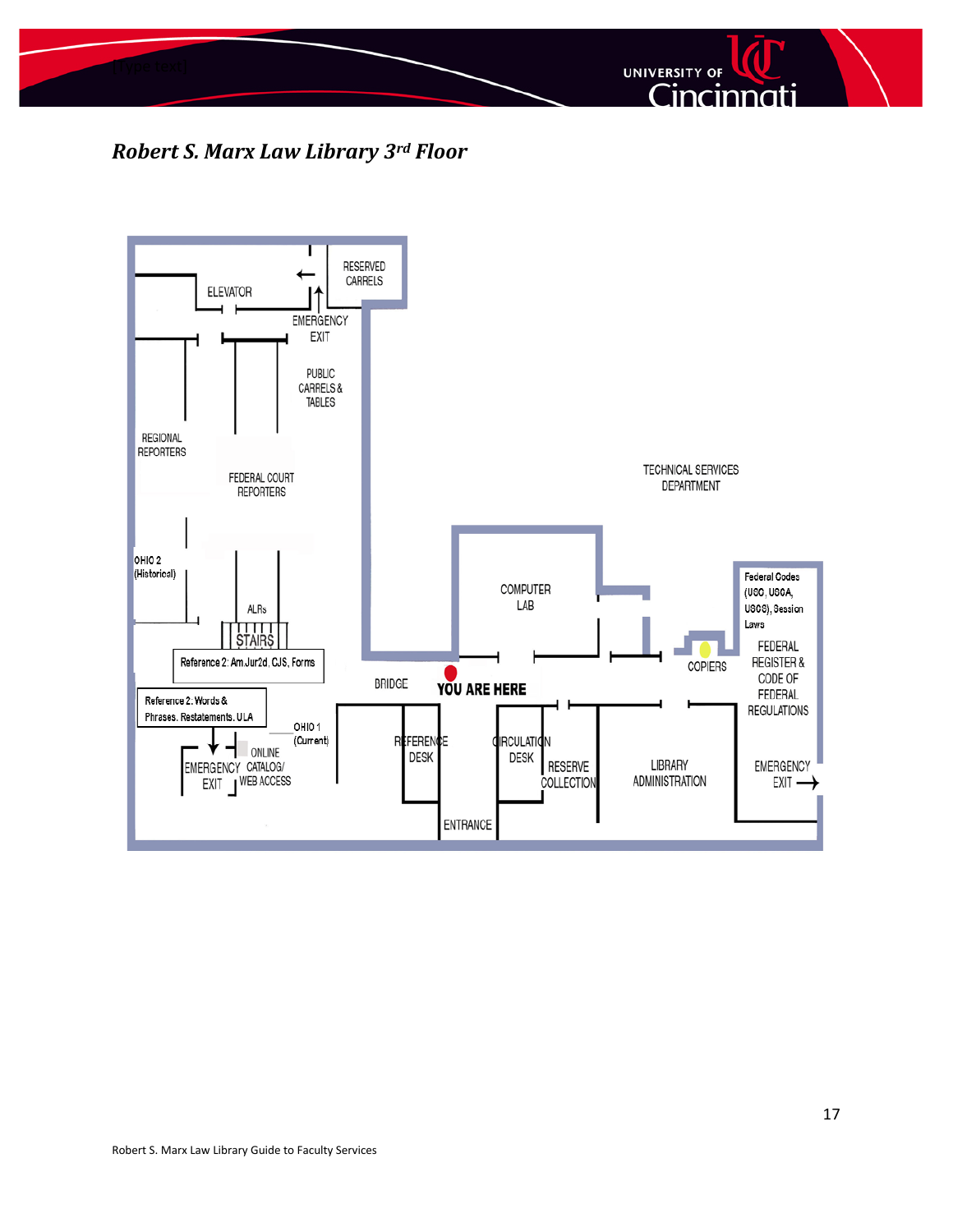## *Robert S. Marx Law Library 3rd Floor*

RESERVED CARRELS

ELEVATOR

EMERGENCY EXIT

PUBLIC CARRELS & TABLES

REGIONAL REPORTERS

FEDERAL COURT REPORTERS

TECHNICAL SERVICES DEPARTMENT

OHIO 2 (Historical)

ALRs

STAIRS

COMPUTER LAB

Federal Codes (USC, USCA, USCS), Session Laws

COPIERS

FEDERAL REGISTER & CODE OF FEDERAL REGULATIONS

Reference 2: AmJur2d, CJS, Forms

BRIDGE

YOU ARE HERE

Reference 2: Words & Phrases, Restatements, ULA

OHIO 1 (Current)

ONLINE CATALOG/ WEB ACCESS

EMERGENCY EXIT

REFERENCE DESK

CIRCULATION DESK

RESERVE COLLECTION

LIBRARY ADMINISTRATION

EMERGENCY EXIT

ENTRANCE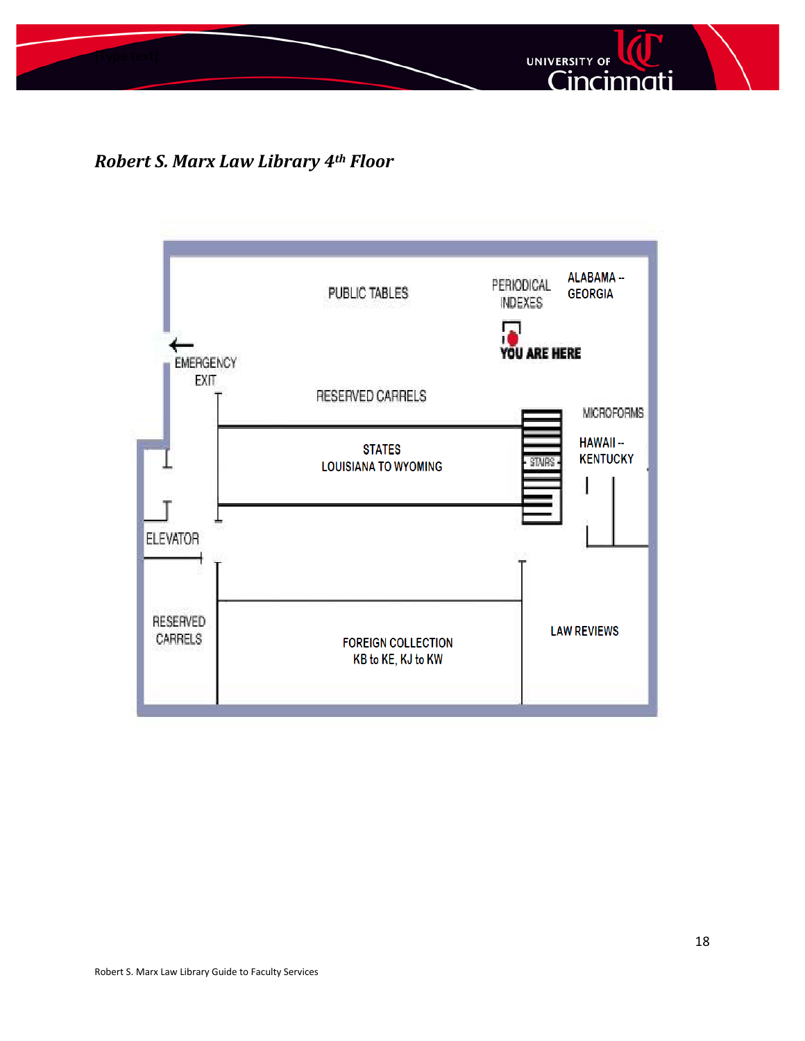### *Robert S. Marx Law Library 4th Floor*

PUBLIC TABLES

PERIODICAL INDEXES

ALABAMA -- GEORGIA

YOU ARE HERE

EMERGENCY EXIT

RESERVED CARRELS

MICROFORMS

STATES
LOUISIANA TO WYOMING

STAIRS

HAWAII -- KENTUCKY

ELEVATOR

RESERVED CARRELS

LAW REVIEWS

FOREIGN COLLECTION
KB to KE, KJ to KW